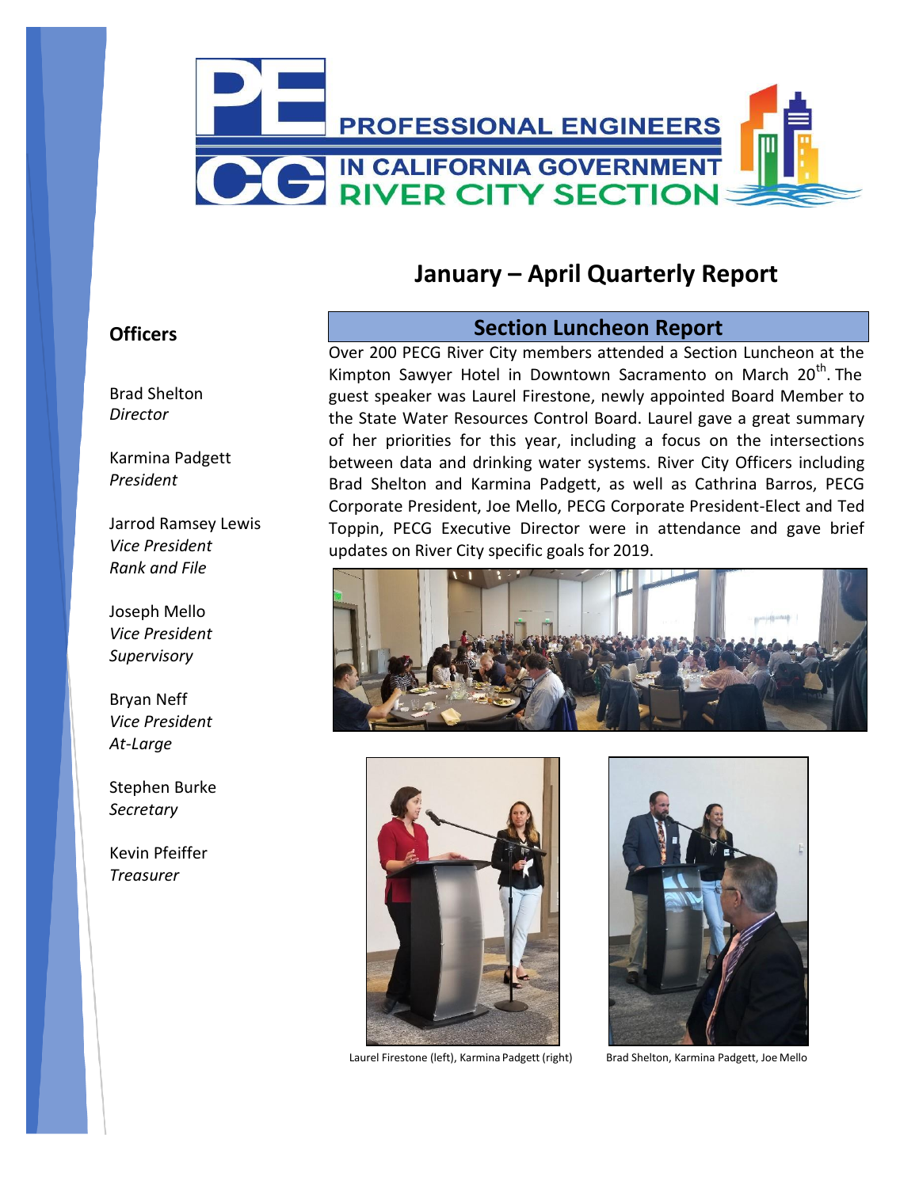# PROFESSIONAL ENGINEERS IN CALIFORNIA GOVERNMENT RIVER CITY SECTION

## January – April Quarterly Report

### Officers

Brad Shelton
*Director*

Karmina Padgett
*President*

Jarrod Ramsey Lewis
*Vice President*
*Rank and File*

Joseph Mello
*Vice President*
*Supervisory*

Bryan Neff
*Vice President*
*At-Large*

Stephen Burke
*Secretary*

Kevin Pfeiffer
*Treasurer*

### Section Luncheon Report

Over 200 PECG River City members attended a Section Luncheon at the Kimpton Sawyer Hotel in Downtown Sacramento on March 20th. The guest speaker was Laurel Firestone, newly appointed Board Member to the State Water Resources Control Board. Laurel gave a great summary of her priorities for this year, including a focus on the intersections between data and drinking water systems. River City Officers including Brad Shelton and Karmina Padgett, as well as Cathrina Barros, PECG Corporate President, Joe Mello, PECG Corporate President-Elect and Ted Toppin, PECG Executive Director were in attendance and gave brief updates on River City specific goals for 2019.

Laurel Firestone (left), Karmina Padgett (right)

Brad Shelton, Karmina Padgett, Joe Mello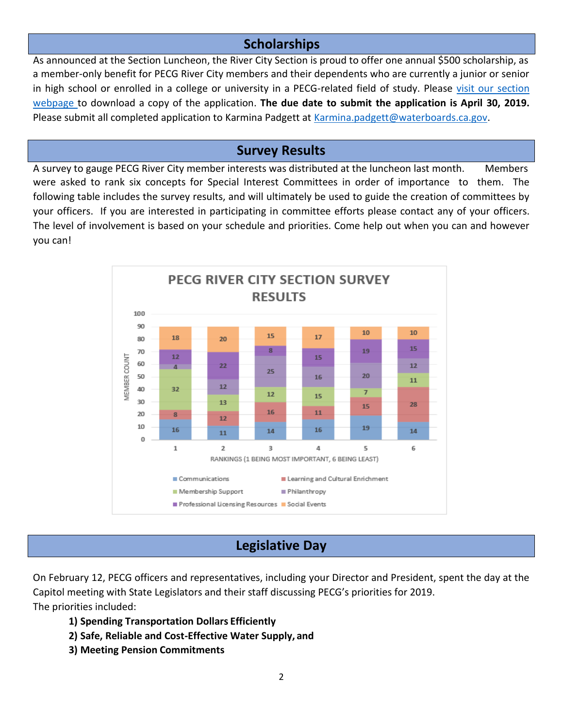## Scholarships

As announced at the Section Luncheon, the River City Section is proud to offer one annual $500 scholarship, as a member-only benefit for PECG River City members and their dependents who are currently a junior or senior in high school or enrolled in a college or university in a PECG-related field of study. Please visit our section webpage to download a copy of the application. **The due date to submit the application is April 30, 2019.** Please submit all completed application to Karmina Padgett at Karmina.padgett@waterboards.ca.gov.

## Survey Results

A survey to gauge PECG River City member interests was distributed at the luncheon last month. Members were asked to rank six concepts for Special Interest Committees in order of importance to them. The following table includes the survey results, and will ultimately be used to guide the creation of committees by your officers. If you are interested in participating in committee efforts please contact any of your officers. The level of involvement is based on your schedule and priorities. Come help out when you can and however you can!

**PECG RIVER CITY SECTION SURVEY RESULTS**

Member count by ranking (1 being most important, 6 being least):

| Concept | 1 | 2 | 3 | 4 | 5 | 6 |
|---|---|---|---|---|---|---|
| Communications | 16 | 11 | 14 | 16 | 19 | 14 |
| Learning and Cultural Enrichment | 8 | 12 | 16 | 11 | 15 | 28 |
| Membership Support | 32 | 13 | 12 | 15 | 7 | 11 |
| Philanthropy | 4 | 12 | 25 | 16 | 20 | 12 |
| Professional Licensing Resources | 12 | 22 | 8 | 15 | 19 | 15 |
| Social Events | 18 | 20 | 15 | 17 | 10 | 10 |

## Legislative Day

On February 12, PECG officers and representatives, including your Director and President, spent the day at the Capitol meeting with State Legislators and their staff discussing PECG's priorities for 2019.

The priorities included:

1) **Spending Transportation Dollars Efficiently**
2) **Safe, Reliable and Cost-Effective Water Supply, and**
3) **Meeting Pension Commitments**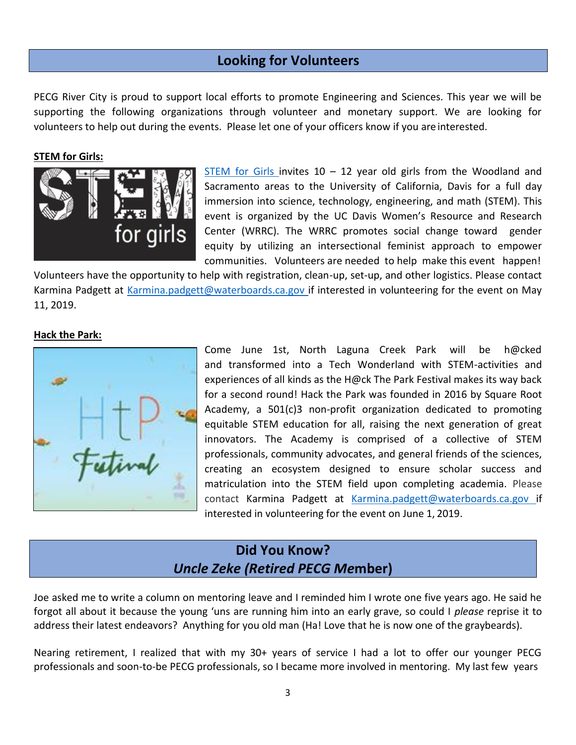## Looking for Volunteers

PECG River City is proud to support local efforts to promote Engineering and Sciences. This year we will be supporting the following organizations through volunteer and monetary support. We are looking for volunteers to help out during the events. Please let one of your officers know if you are interested.

**STEM for Girls:**

STEM for Girls invites 10 – 12 year old girls from the Woodland and Sacramento areas to the University of California, Davis for a full day immersion into science, technology, engineering, and math (STEM). This event is organized by the UC Davis Women's Resource and Research Center (WRRC). The WRRC promotes social change toward gender equity by utilizing an intersectional feminist approach to empower communities. Volunteers are needed to help make this event happen! Volunteers have the opportunity to help with registration, clean-up, set-up, and other logistics. Please contact Karmina Padgett at Karmina.padgett@waterboards.ca.gov if interested in volunteering for the event on May 11, 2019.

**Hack the Park:**

Come June 1st, North Laguna Creek Park will be h@cked and transformed into a Tech Wonderland with STEM-activities and experiences of all kinds as the H@ck The Park Festival makes its way back for a second round! Hack the Park was founded in 2016 by Square Root Academy, a 501(c)3 non-profit organization dedicated to promoting equitable STEM education for all, raising the next generation of great innovators. The Academy is comprised of a collective of STEM professionals, community advocates, and general friends of the sciences, creating an ecosystem designed to ensure scholar success and matriculation into the STEM field upon completing academia. Please contact Karmina Padgett at Karmina.padgett@waterboards.ca.gov if interested in volunteering for the event on June 1, 2019.

## Did You Know?
## *Uncle Zeke (Retired PECG Me*mber)

Joe asked me to write a column on mentoring leave and I reminded him I wrote one five years ago. He said he forgot all about it because the young 'uns are running him into an early grave, so could I *please* reprise it to address their latest endeavors? Anything for you old man (Ha! Love that he is now one of the graybeards).

Nearing retirement, I realized that with my 30+ years of service I had a lot to offer our younger PECG professionals and soon-to-be PECG professionals, so I became more involved in mentoring. My last few years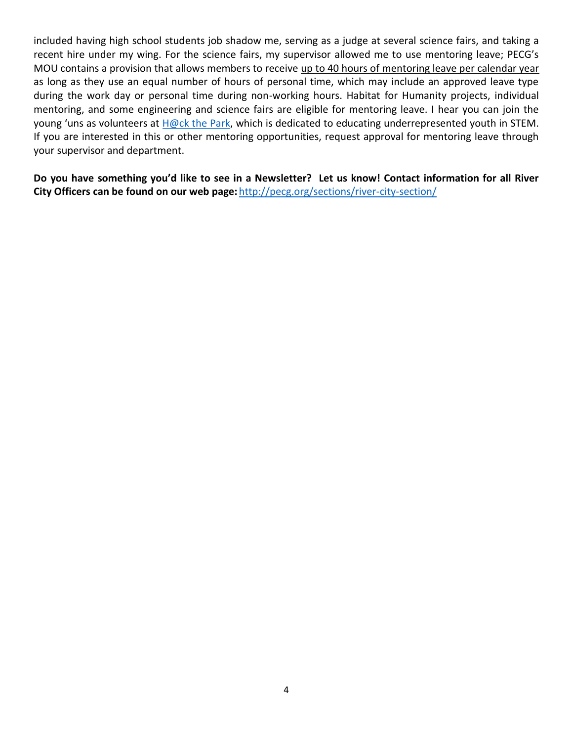included having high school students job shadow me, serving as a judge at several science fairs, and taking a recent hire under my wing. For the science fairs, my supervisor allowed me to use mentoring leave; PECG's MOU contains a provision that allows members to receive up to 40 hours of mentoring leave per calendar year as long as they use an equal number of hours of personal time, which may include an approved leave type during the work day or personal time during non-working hours. Habitat for Humanity projects, individual mentoring, and some engineering and science fairs are eligible for mentoring leave. I hear you can join the young 'uns as volunteers at H@ck the Park, which is dedicated to educating underrepresented youth in STEM. If you are interested in this or other mentoring opportunities, request approval for mentoring leave through your supervisor and department.

**Do you have something you'd like to see in a Newsletter? Let us know! Contact information for all River City Officers can be found on our web page:** http://pecg.org/sections/river-city-section/